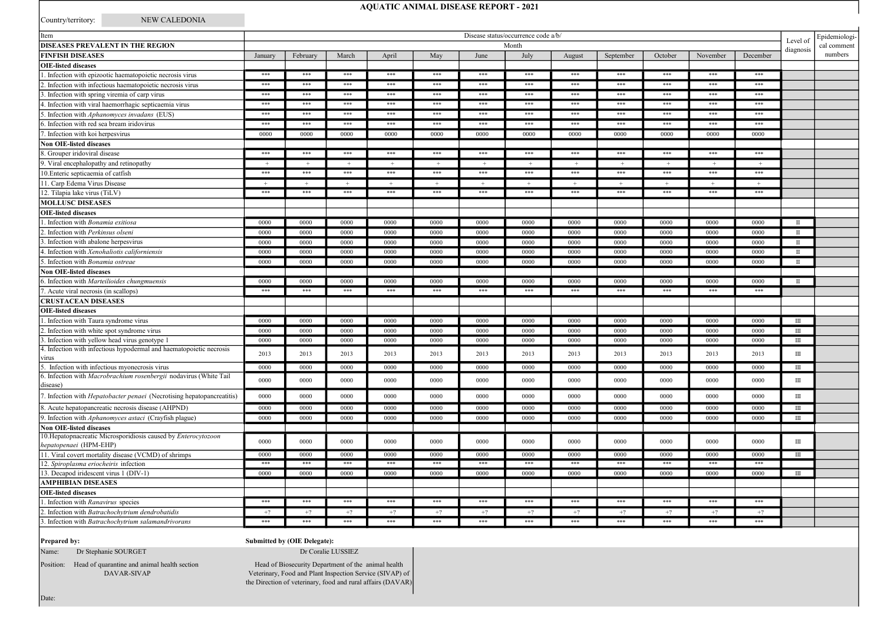# AQUATIC ANIMAL DISEASE REPORT - 2021

Country/territory: NEW CALEDONIA

| Item | Disease status/occurrence code a/b/ | | | | | | | | | | | | Level of diagnosis | Epidemiological comment numbers |
|---|---|---|---|---|---|---|---|---|---|---|---|---|---|---|
| **DISEASES PREVALENT IN THE REGION** | Month | | | | | | | | | | | | | |
| **FINFISH DISEASES** | January | February | March | April | May | June | July | August | September | October | November | December | | |
| **OIE-listed diseases** | | | | | | | | | | | | | | |
| 1. Infection with epizootic haematopoietic necrosis virus | *** | *** | *** | *** | *** | *** | *** | *** | *** | *** | *** | *** | | |
| 2. Infection with infectious haematopoietic necrosis virus | *** | *** | *** | *** | *** | *** | *** | *** | *** | *** | *** | *** | | |
| 3. Infection with spring viremia of carp virus | *** | *** | *** | *** | *** | *** | *** | *** | *** | *** | *** | *** | | |
| 4. Infection with viral haemorrhagic septicaemia virus | *** | *** | *** | *** | *** | *** | *** | *** | *** | *** | *** | *** | | |
| 5. Infection with *Aphanomyces invadans* (EUS) | *** | *** | *** | *** | *** | *** | *** | *** | *** | *** | *** | *** | | |
| 6. Infection with red sea bream iridovirus | *** | *** | *** | *** | *** | *** | *** | *** | *** | *** | *** | *** | | |
| 7. Infection with koi herpesvirus | 0000 | 0000 | 0000 | 0000 | 0000 | 0000 | 0000 | 0000 | 0000 | 0000 | 0000 | 0000 | | |
| **Non OIE-listed diseases** | | | | | | | | | | | | | | |
| 8. Grouper iridoviral disease | *** | *** | *** | *** | *** | *** | *** | *** | *** | *** | *** | *** | | |
| 9. Viral encephalopathy and retinopathy | + | + | + | + | + | + | + | + | + | + | + | + | | |
| 10.Enteric septicaemia of catfish | *** | *** | *** | *** | *** | *** | *** | *** | *** | *** | *** | *** | | |
| 11. Carp Edema Virus Disease | + | + | + | + | + | + | + | + | + | + | + | + | | |
| 12. Tilapia lake virus (TiLV) | *** | *** | *** | *** | *** | *** | *** | *** | *** | *** | *** | *** | | |
| **MOLLUSC DISEASES** | | | | | | | | | | | | | | |
| **OIE-listed diseases** | | | | | | | | | | | | | | |
| 1. Infection with *Bonamia exitiosa* | 0000 | 0000 | 0000 | 0000 | 0000 | 0000 | 0000 | 0000 | 0000 | 0000 | 0000 | 0000 | II | |
| 2. Infection with *Perkinsus olseni* | 0000 | 0000 | 0000 | 0000 | 0000 | 0000 | 0000 | 0000 | 0000 | 0000 | 0000 | 0000 | II | |
| 3. Infection with abalone herpesvirus | 0000 | 0000 | 0000 | 0000 | 0000 | 0000 | 0000 | 0000 | 0000 | 0000 | 0000 | 0000 | II | |
| 4. Infection with *Xenohaliotis californiensis* | 0000 | 0000 | 0000 | 0000 | 0000 | 0000 | 0000 | 0000 | 0000 | 0000 | 0000 | 0000 | II | |
| 5. Infection with *Bonamia ostreae* | 0000 | 0000 | 0000 | 0000 | 0000 | 0000 | 0000 | 0000 | 0000 | 0000 | 0000 | 0000 | II | |
| **Non OIE-listed diseases** | | | | | | | | | | | | | | |
| 6. Infection with *Marteilioides chungmuensis* | 0000 | 0000 | 0000 | 0000 | 0000 | 0000 | 0000 | 0000 | 0000 | 0000 | 0000 | 0000 | II | |
| 7. Acute viral necrosis (in scallops) | *** | *** | *** | *** | *** | *** | *** | *** | *** | *** | *** | *** | | |
| **CRUSTACEAN DISEASES** | | | | | | | | | | | | | | |
| **OIE-listed diseases** | | | | | | | | | | | | | | |
| 1. Infection with Taura syndrome virus | 0000 | 0000 | 0000 | 0000 | 0000 | 0000 | 0000 | 0000 | 0000 | 0000 | 0000 | 0000 | III | |
| 2. Infection with white spot syndrome virus | 0000 | 0000 | 0000 | 0000 | 0000 | 0000 | 0000 | 0000 | 0000 | 0000 | 0000 | 0000 | III | |
| 3. Infection with yellow head virus genotype 1 | 0000 | 0000 | 0000 | 0000 | 0000 | 0000 | 0000 | 0000 | 0000 | 0000 | 0000 | 0000 | III | |
| 4. Infection with infectious hypodermal and haematopoietic necrosis virus | 2013 | 2013 | 2013 | 2013 | 2013 | 2013 | 2013 | 2013 | 2013 | 2013 | 2013 | 2013 | III | |
| 5. Infection with infectious myonecrosis virus | 0000 | 0000 | 0000 | 0000 | 0000 | 0000 | 0000 | 0000 | 0000 | 0000 | 0000 | 0000 | III | |
| 6. Infection with *Macrobrachium rosenbergii* nodavirus (White Tail disease) | 0000 | 0000 | 0000 | 0000 | 0000 | 0000 | 0000 | 0000 | 0000 | 0000 | 0000 | 0000 | III | |
| 7. Infection with *Hepatobacter penaei* (Necrotising hepatopancreatitis) | 0000 | 0000 | 0000 | 0000 | 0000 | 0000 | 0000 | 0000 | 0000 | 0000 | 0000 | 0000 | III | |
| 8. Acute hepatopancreatic necrosis disease (AHPND) | 0000 | 0000 | 0000 | 0000 | 0000 | 0000 | 0000 | 0000 | 0000 | 0000 | 0000 | 0000 | III | |
| 9. Infection with *Aphanomyces astaci* (Crayfish plague) | 0000 | 0000 | 0000 | 0000 | 0000 | 0000 | 0000 | 0000 | 0000 | 0000 | 0000 | 0000 | III | |
| **Non OIE-listed diseases** | | | | | | | | | | | | | | |
| 10.Hepatopnacreatic Microsporidiosis caused by *Enterocytozoon hepatopenaei* (HPM-EHP) | 0000 | 0000 | 0000 | 0000 | 0000 | 0000 | 0000 | 0000 | 0000 | 0000 | 0000 | 0000 | III | |
| 11. Viral covert mortality disease (VCMD) of shrimps | 0000 | 0000 | 0000 | 0000 | 0000 | 0000 | 0000 | 0000 | 0000 | 0000 | 0000 | 0000 | III | |
| 12. *Spiroplasma eriocheiris* infection | *** | *** | *** | *** | *** | *** | *** | *** | *** | *** | *** | *** | | |
| 13. Decapod iridescent virus 1 (DIV-1) | 0000 | 0000 | 0000 | 0000 | 0000 | 0000 | 0000 | 0000 | 0000 | 0000 | 0000 | 0000 | III | |
| **AMPHIBIAN DISEASES** | | | | | | | | | | | | | | |
| **OIE-listed diseases** | | | | | | | | | | | | | | |
| 1. Infection with *Ranavirus* species | *** | *** | *** | *** | *** | *** | *** | *** | *** | *** | *** | *** | | |
| 2. Infection with *Batrachochytrium dendrobatidis* | +? | +? | +? | +? | +? | +? | +? | +? | +? | +? | +? | +? | | |
| 3. Infection with *Batrachochytrium salamandrivorans* | *** | *** | *** | *** | *** | *** | *** | *** | *** | *** | *** | *** | | |

**Prepared by:**

Name: Dr Stephanie SOURGET

Position: Head of quarantine and animal health section DAVAR-SIVAP

**Submitted by (OIE Delegate):**

Dr Coralie LUSSIEZ

Head of Biosecurity Department of the animal health Veterinary, Food and Plant Inspection Service (SIVAP) of the Direction of veterinary, food and rural affairs (DAVAR)

Date: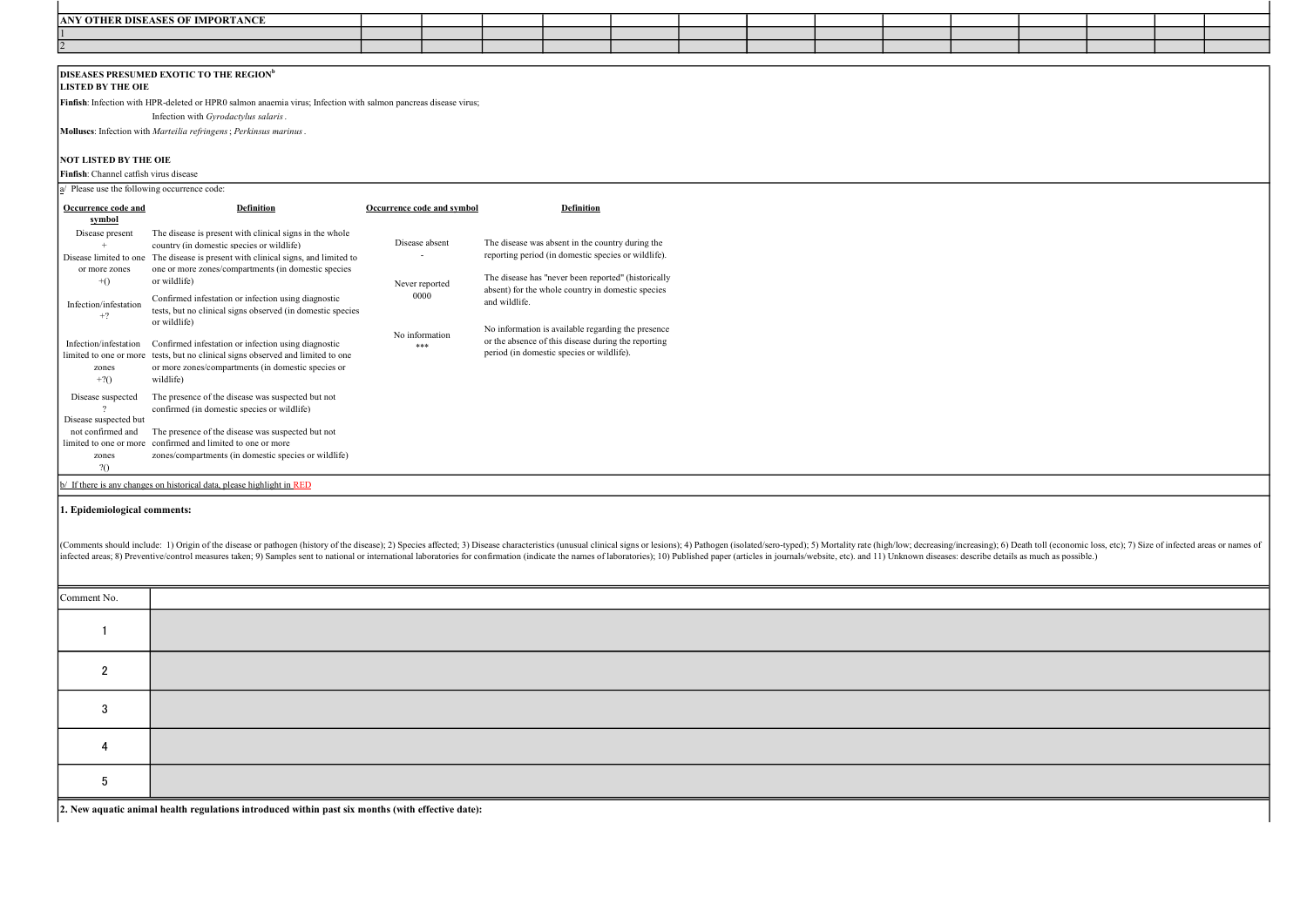| ANY OTHER DISEASES OF IMPORTANCE | | | | | | | | | | | | | | |
|---|---|---|---|---|---|---|---|---|---|---|---|---|---|---|
| 1 | | | | | | | | | | | | | | |
| 2 | | | | | | | | | | | | | | |

**DISEASES PRESUMED EXOTIC TO THE REGION**[b]
**LISTED BY THE OIE**

**Finfish**: Infection with HPR-deleted or HPR0 salmon anaemia virus; Infection with salmon pancreas disease virus;
Infection with *Gyrodactylus salaris*.

**Molluscs**: Infection with *Marteilia refringens*; *Perkinsus marinus*.

**NOT LISTED BY THE OIE**

**Finfish**: Channel catfish virus disease

a/ Please use the following occurrence code:

| Occurrence code and symbol | Definition | Occurrence code and symbol | Definition |
|---|---|---|---|
| Disease present<br>+ | The disease is present with clinical signs in the whole country (in domestic species or wildlife) | Disease absent<br>- | The disease was absent in the country during the reporting period (in domestic species or wildlife). |
| Disease limited to one or more zones<br>+() | The disease is present with clinical signs, and limited to one or more zones/compartments (in domestic species or wildlife) | Never reported<br>0000 | The disease has "never been reported" (historically absent) for the whole country in domestic species and wildlife. |
| Infection/infestation<br>+? | Confirmed infestation or infection using diagnostic tests, but no clinical signs observed (in domestic species or wildlife) | No information<br>*** | No information is available regarding the presence or the absence of this disease during the reporting period (in domestic species or wildlife). |
| Infection/infestation limited to one or more zones<br>+?() | Confirmed infestation or infection using diagnostic tests, but no clinical signs observed and limited to one or more zones/compartments (in domestic species or wildlife) | | |
| Disease suspected<br>? | The presence of the disease was suspected but not confirmed (in domestic species or wildlife) | | |
| Disease suspected but not confirmed and limited to one or more zones<br>?() | The presence of the disease was suspected but not confirmed and limited to one or more zones/compartments (in domestic species or wildlife) | | |

b/ If there is any changes on historical data, please highlight in RED

**1. Epidemiological comments:**

(Comments should include: 1) Origin of the disease or pathogen (history of the disease); 2) Species affected; 3) Disease characteristics (unusual clinical signs or lesions); 4) Pathogen (isolated/sero-typed); 5) Mortality rate (high/low; decreasing/increasing); 6) Death toll (economic loss, etc); 7) Size of infected areas or names of infected areas; 8) Preventive/control measures taken; 9) Samples sent to national or international laboratories for confirmation (indicate the names of laboratories); 10) Published paper (articles in journals/website, etc). and 11) Unknown diseases: describe details as much as possible.)

| Comment No. | |
|---|---|
| 1 | |
| 2 | |
| 3 | |
| 4 | |
| 5 | |

**2. New aquatic animal health regulations introduced within past six months (with effective date):**